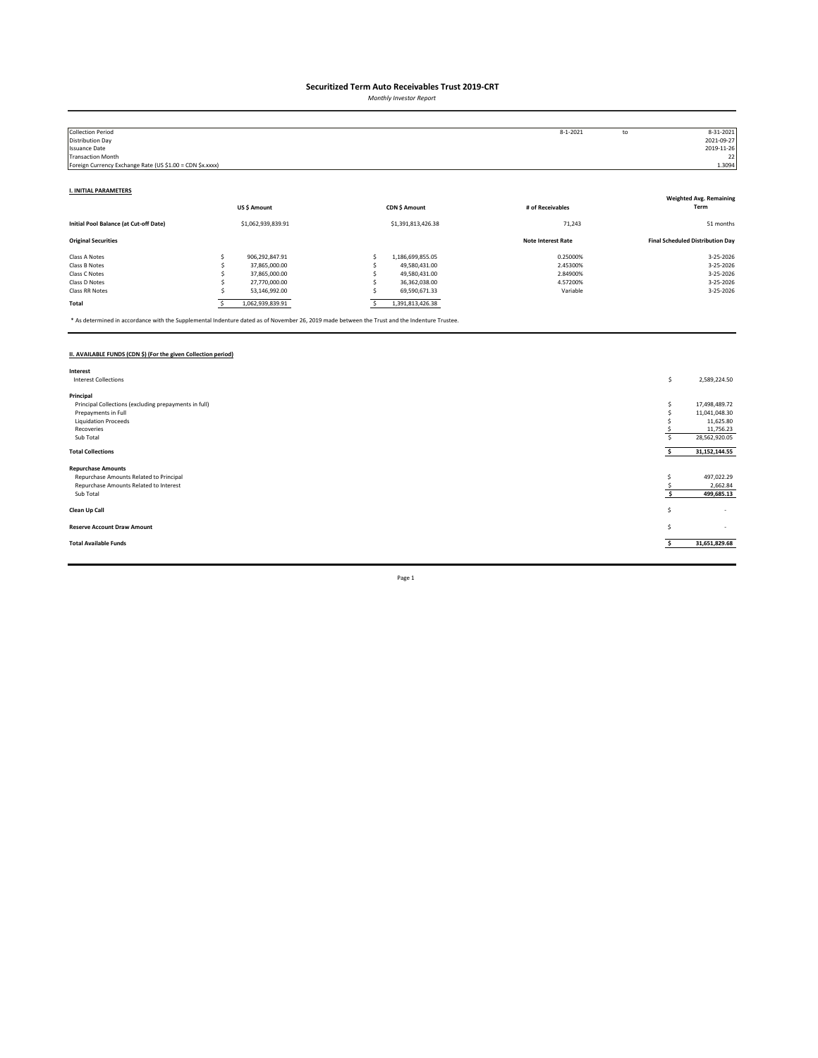# Securitized Term Auto Receivables Trust 2019-CRT

*Monthly Investor Report*

| | | | |
|---|---|---|---|
| Collection Period | 8-1-2021 | to | 8-31-2021 |
| Distribution Day | | | 2021-09-27 |
| Issuance Date | | | 2019-11-26 |
| Transaction Month | | | 22 |
| Foreign Currency Exchange Rate (US $1.00 = CDN $x.xxxx) | | | 1.3094 |

## I. INITIAL PARAMETERS

| | US $ Amount | CDN $ Amount | # of Receivables | Weighted Avg. Remaining Term |
|---|---|---|---|---|
| **Initial Pool Balance (at Cut-off Date)** | $1,062,939,839.91 | $1,391,813,426.38 | 71,243 | 51 months |

| **Original Securities** | | | **Note Interest Rate** | **Final Scheduled Distribution Day** |
|---|---|---|---|---|
| Class A Notes | $ 906,292,847.91 | $ 1,186,699,855.05 | 0.25000% | 3-25-2026 |
| Class B Notes | $ 37,865,000.00 | $ 49,580,431.00 | 2.45300% | 3-25-2026 |
| Class C Notes | $ 37,865,000.00 | $ 49,580,431.00 | 2.84900% | 3-25-2026 |
| Class D Notes | $ 27,770,000.00 | $ 36,362,038.00 | 4.57200% | 3-25-2026 |
| Class RR Notes | $ 53,146,992.00 | $ 69,590,671.33 | Variable | 3-25-2026 |
| **Total** | $ 1,062,939,839.91 | $ 1,391,813,426.38 | | |

\* As determined in accordance with the Supplemental Indenture dated as of November 26, 2019 made between the Trust and the Indenture Trustee.

## II. AVAILABLE FUNDS (CDN $) (For the given Collection period)

| | |
|---|---|
| **Interest** | |
| Interest Collections | $ 2,589,224.50 |
| **Principal** | |
| Principal Collections (excluding prepayments in full) | $ 17,498,489.72 |
| Prepayments in Full | $ 11,041,048.30 |
| Liquidation Proceeds | $ 11,625.80 |
| Recoveries | $ 11,756.23 |
| Sub Total | $ 28,562,920.05 |
| **Total Collections** | **$ 31,152,144.55** |
| **Repurchase Amounts** | |
| Repurchase Amounts Related to Principal | $ 497,022.29 |
| Repurchase Amounts Related to Interest | $ 2,662.84 |
| Sub Total | **$ 499,685.13** |
| **Clean Up Call** | $ - |
| **Reserve Account Draw Amount** | $ - |
| **Total Available Funds** | **$ 31,651,829.68** |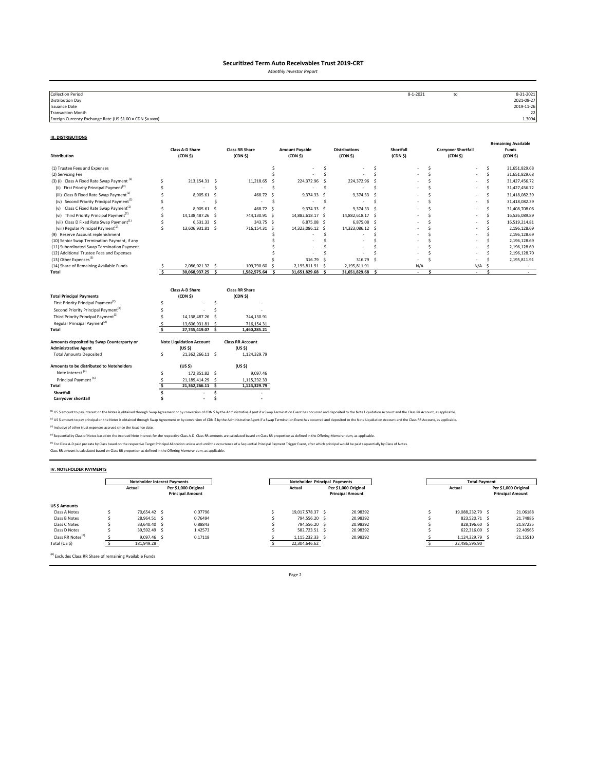# Securitized Term Auto Receivables Trust 2019-CRT

*Monthly Investor Report*

| | | | |
|---|---|---|---|
| Collection Period | 8-1-2021 | to | 8-31-2021 |
| Distribution Day | | | 2021-09-27 |
| Issuance Date | | | 2019-11-26 |
| Transaction Month | | | 22 |
| Foreign Currency Exchange Rate (US $1.00 = CDN $x.xxxx) | | | 1.3094 |

## III. DISTRIBUTIONS

| Distribution | Class A-D Share (CDN $) | Class RR Share (CDN $) | Amount Payable (CDN $) | Distributions (CDN $) | Shortfall (CDN $) | Carryover Shortfall (CDN $) | Remaining Available Funds (CDN $) |
|---|---|---|---|---|---|---|---|
| (1) Trustee Fees and Expenses | | | $ - | $ - | $ - | $ - | $ 31,651,829.68 |
| (2) Servicing Fee | | | $ - | $ - | $ - | $ - | $ 31,651,829.68 |
| (3) (i) Class A Fixed Rate Swap Payment [1] | $ 213,154.31 | $ 11,218.65 | $ 224,372.96 | $ 224,372.96 | $ - | $ - | $ 31,427,456.72 |
| (ii) First Priority Principal Payment[2] | $ - | $ - | $ - | $ - | $ - | $ - | $ 31,427,456.72 |
| (iii) Class B Fixed Rate Swap Payment[1] | $ 8,905.61 | $ 468.72 | $ 9,374.33 | $ 9,374.33 | $ - | $ - | $ 31,418,082.39 |
| (iv) Second Priority Principal Payment[2] | $ - | $ - | $ - | $ - | $ - | $ - | $ 31,418,082.39 |
| (v) Class C Fixed Rate Swap Payment[1] | $ 8,905.61 | $ 468.72 | $ 9,374.33 | $ 9,374.33 | $ - | $ - | $ 31,408,708.06 |
| (vi) Third Priority Principal Payment[2] | $ 14,138,487.26 | $ 744,130.91 | $ 14,882,618.17 | $ 14,882,618.17 | $ - | $ - | $ 16,526,089.89 |
| (vii) Class D Fixed Rate Swap Payment[1] | $ 6,531.33 | $ 343.75 | $ 6,875.08 | $ 6,875.08 | $ - | $ - | $ 16,519,214.81 |
| (viii) Regular Principal Payment[2] | $ 13,606,931.81 | $ 716,154.31 | $ 14,323,086.12 | $ 14,323,086.12 | $ - | $ - | $ 2,196,128.69 |
| (9) Reserve Account replenishment | | | $ - | $ - | $ - | $ - | $ 2,196,128.69 |
| (10) Senior Swap Termination Payment, if any | | | $ - | $ - | $ - | $ - | $ 2,196,128.69 |
| (11) Subordinated Swap Termination Payment | | | $ - | $ - | $ - | $ - | $ 2,196,128.69 |
| (12) Additional Trustee Fees and Expenses | | | $ - | $ - | $ - | $ - | $ 2,196,128.70 |
| (13) Other Expenses[3] | | | $ 316.79 | $ 316.79 | $ - | $ - | $ 2,195,811.91 |
| (14) Share of Remaining Available Funds | $ 2,086,021.32 | $ 109,790.60 | $ 2,195,811.91 | $ 2,195,811.91 | N/A | N/A | $ - |
| **Total** | **$ 30,068,937.25** | **$ 1,582,575.64** | **$ 31,651,829.68** | **$ 31,651,829.68** | **$ -** | **$ -** | **$ -** |

| Total Principal Payments | Class A-D Share (CDN $) | Class RR Share (CDN $) |
|---|---|---|
| First Priority Principal Payment[2] | $ - | $ - |
| Second Priority Principal Payment[2] | $ - | $ - |
| Third Priority Principal Payment[2] | $ 14,138,487.26 | $ 744,130.91 |
| Regular Principal Payment[2] | $ 13,606,931.81 | $ 716,154.31 |
| **Total** | **$ 27,745,419.07** | **$ 1,460,285.21** |

| Amounts deposited by Swap Counterparty or Administrative Agent | Note Liquidation Account (US $) | Class RR Account (US $) |
|---|---|---|
| Total Amounts Deposited | $ 21,362,266.11 | $ 1,124,329.79 |
| **Amounts to be distributed to Noteholders** | **(US $)** | **(US $)** |
| Note Interest [4] | $ 172,851.82 | $ 9,097.46 |
| Principal Payment [5] | $ 21,189,414.29 | $ 1,115,232.33 |
| **Total** | **$ 21,362,266.11** | **$ 1,124,329.79** |
| **Shortfall** | **$ -** | **$ -** |
| **Carryover shortfall** | **$ -** | **$ -** |

[1] US $ amount to pay interest on the Notes is obtained through Swap Agreement or by conversion of CDN $ by the Administrative Agent if a Swap Termination Event has occurred and deposited to the Note Liquidation Account and the Class RR Account, as applicable.

[2] US $ amount to pay principal on the Notes is obtained through Swap Agreement or by conversion of CDN $ by the Administrative Agent if a Swap Termination Event has occurred and deposited to the Note Liquidation Account and the Class RR Account, as applicable.

[3] Inclusive of other trust expenses accrued since the Issuance date.

[4] Sequential by Class of Notes based on the Accrued Note Interest for the respective Class A-D. Class RR amounts are calculated based on Class RR proportion as defined in the Offering Memorandum, as applicable.

[5] For Class A-D paid pro rata by Class based on the respective Target Principal Allocation unless and until the occurrence of a Sequential Principal Payment Trigger Event, after which principal would be paid sequentially by Class of Notes.
Class RR amount is calculated based on Class RR proportion as defined in the Offering Memorandum, as applicable.

## IV. NOTEHOLDER PAYMENTS

| | Noteholder Interest Payments | | Noteholder Principal Payments | | Total Payment | |
|---|---|---|---|---|---|---|
| | Actual | Per $1,000 Original Principal Amount | Actual | Per $1,000 Original Principal Amount | Actual | Per $1,000 Original Principal Amount |
| **US $ Amounts** | | | | | | |
| Class A Notes | $ 70,654.42 | $ 0.07796 | $ 19,017,578.37 | $ 20.98392 | $ 19,088,232.79 | $ 21.06188 |
| Class B Notes | $ 28,964.51 | $ 0.76494 | $ 794,556.20 | $ 20.98392 | $ 823,520.71 | $ 21.74886 |
| Class C Notes | $ 33,640.40 | $ 0.88843 | $ 794,556.20 | $ 20.98392 | $ 828,196.60 | $ 21.87235 |
| Class D Notes | $ 39,592.49 | $ 1.42573 | $ 582,723.51 | $ 20.98392 | $ 622,316.00 | $ 22.40965 |
| Class RR Notes[6] | $ 9,097.46 | $ 0.17118 | $ 1,115,232.33 | $ 20.98392 | $ 1,124,329.79 | $ 21.15510 |
| Total (US $) | $ 181,949.28 | | $ 22,304,646.62 | | $ 22,486,595.90 | |

[6] Excludes Class RR Share of remaining Available Funds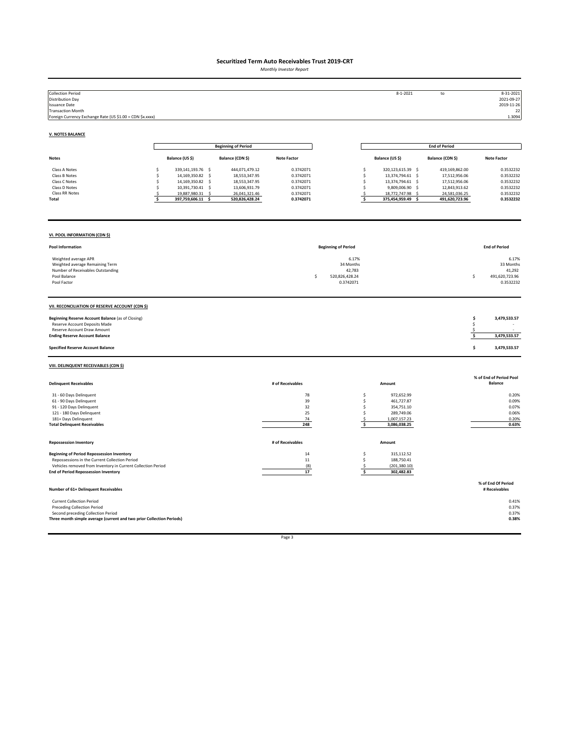# Securitized Term Auto Receivables Trust 2019-CRT

*Monthly Investor Report*

| | | | |
|---|---|---|---|
| Collection Period | 8-1-2021 | to | 8-31-2021 |
| Distribution Day | | | 2021-09-27 |
| Issuance Date | | | 2019-11-26 |
| Transaction Month | | | 22 |
| Foreign Currency Exchange Rate (US $1.00 = CDN $x.xxxx) | | | 1.3094 |

## V. NOTES BALANCE

| | Beginning of Period | | | End of Period | | |
|---|---|---|---|---|---|---|
| **Notes** | **Balance (US $)** | **Balance (CDN $)** | **Note Factor** | **Balance (US $)** | **Balance (CDN $)** | **Note Factor** |
| Class A Notes | $ 339,141,193.76 | $ 444,071,479.12 | 0.3742071 | $ 320,123,615.39 | $ 419,169,862.00 | 0.3532232 |
| Class B Notes | $ 14,169,350.82 | $ 18,553,347.95 | 0.3742071 | $ 13,374,794.61 | $ 17,512,956.06 | 0.3532232 |
| Class C Notes | $ 14,169,350.82 | $ 18,553,347.95 | 0.3742071 | $ 13,374,794.61 | $ 17,512,956.06 | 0.3532232 |
| Class D Notes | $ 10,391,730.41 | $ 13,606,931.79 | 0.3742071 | $ 9,809,006.90 | $ 12,843,913.62 | 0.3532232 |
| Class RR Notes | $ 19,887,980.31 | $ 26,041,321.46 | 0.3742071 | $ 18,772,747.98 | $ 24,581,036.25 | 0.3532232 |
| **Total** | **$ 397,759,606.11** | **$ 520,826,428.24** | **0.3742071** | **$ 375,454,959.49** | **$ 491,620,723.96** | **0.3532232** |

## VI. POOL INFORMATION (CDN $)

| Pool Information | Beginning of Period | End of Period |
|---|---|---|
| Weighted average APR | 6.17% | 6.17% |
| Weighted average Remaining Term | 34 Months | 33 Months |
| Number of Receivables Outstanding | 42,783 | 41,292 |
| Pool Balance | $ 520,826,428.24 | $ 491,620,723.96 |
| Pool Factor | 0.3742071 | 0.3532232 |

## VII. RECONCILIATION OF RESERVE ACCOUNT (CDN $)

| | |
|---|---|
| **Beginning Reserve Account Balance** (as of Closing) | **$ 3,479,533.57** |
| Reserve Account Deposits Made | $ - |
| Reserve Account Draw Amount | $ - |
| **Ending Reserve Account Balance** | **$ 3,479,533.57** |
| **Specified Reserve Account Balance** | **$ 3,479,533.57** |

## VIII. DELINQUENT RECEIVABLES (CDN $)

| Delinquent Receivables | # of Receivables | Amount | % of End of Period Pool Balance |
|---|---|---|---|
| 31 - 60 Days Delinquent | 78 | $ 972,652.99 | 0.20% |
| 61 - 90 Days Delinquent | 39 | $ 461,727.87 | 0.09% |
| 91 - 120 Days Delinquent | 32 | $ 354,751.10 | 0.07% |
| 121 - 180 Days Delinquent | 25 | $ 289,749.06 | 0.06% |
| 181+ Days Delinquent | 74 | $ 1,007,157.23 | 0.20% |
| **Total Delinquent Receivables** | **248** | **$ 3,086,038.25** | **0.63%** |

| Repossession Inventory | # of Receivables | Amount |
|---|---|---|
| **Beginning of Period Repossession Inventory** | 14 | $ 315,112.52 |
| Repossessions in the Current Collection Period | 11 | $ 188,750.41 |
| Vehicles removed from Inventory in Current Collection Period | (8) | $ (201,380.10) |
| **End of Period Repossession Inventory** | **17** | **$ 302,482.83** |

| Number of 61+ Delinquent Receivables | % of End Of Period # Receivables |
|---|---|
| Current Collection Period | 0.41% |
| Preceding Collection Period | 0.37% |
| Second preceding Collection Period | 0.37% |
| **Three month simple average (current and two prior Collection Periods)** | **0.38%** |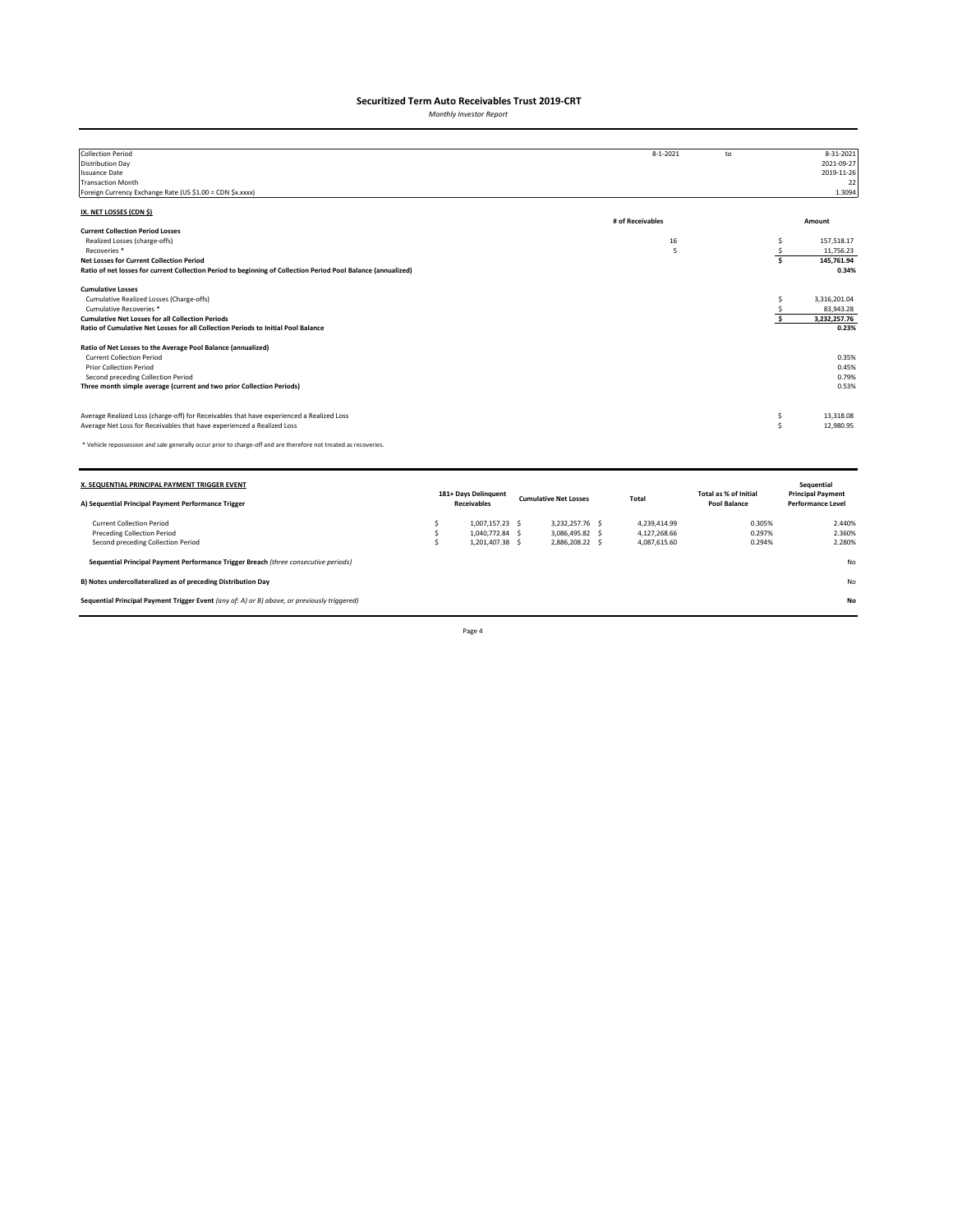# Securitized Term Auto Receivables Trust 2019-CRT

*Monthly Investor Report*

| | | | |
|---|---|---|---|
| Collection Period | 8-1-2021 | to | 8-31-2021 |
| Distribution Day | | | 2021-09-27 |
| Issuance Date | | | 2019-11-26 |
| Transaction Month | | | 22 |
| Foreign Currency Exchange Rate (US $1.00 = CDN $x.xxxx) | | | 1.3094 |

## IX. NET LOSSES (CDN $)

| | # of Receivables | Amount |
|---|---|---|
| **Current Collection Period Losses** | | |
| Realized Losses (charge-offs) | 16 | $ 157,518.17 |
| Recoveries * | 5 | $ 11,756.23 |
| **Net Losses for Current Collection Period** | | **$ 145,761.94** |
| **Ratio of net losses for current Collection Period to beginning of Collection Period Pool Balance (annualized)** | | **0.34%** |
| **Cumulative Losses** | | |
| Cumulative Realized Losses (Charge-offs) | | $ 3,316,201.04 |
| Cumulative Recoveries * | | $ 83,943.28 |
| **Cumulative Net Losses for all Collection Periods** | | **$ 3,232,257.76** |
| **Ratio of Cumulative Net Losses for all Collection Periods to Initial Pool Balance** | | **0.23%** |
| **Ratio of Net Losses to the Average Pool Balance (annualized)** | | |
| Current Collection Period | | 0.35% |
| Prior Collection Period | | 0.45% |
| Second preceding Collection Period | | 0.79% |
| **Three month simple average (current and two prior Collection Periods)** | | 0.53% |
| Average Realized Loss (charge-off) for Receivables that have experienced a Realized Loss | | $ 13,318.08 |
| Average Net Loss for Receivables that have experienced a Realized Loss | | $ 12,980.95 |

\* Vehicle repossession and sale generally occur prior to charge-off and are therefore not treated as recoveries.

## X. SEQUENTIAL PRINCIPAL PAYMENT TRIGGER EVENT

| A) Sequential Principal Payment Performance Trigger | 181+ Days Delinquent Receivables | Cumulative Net Losses | Total | Total as % of Initial Pool Balance | Sequential Principal Payment Performance Level |
|---|---|---|---|---|---|
| Current Collection Period | $ 1,007,157.23 | $ 3,232,257.76 | $ 4,239,414.99 | 0.305% | 2.440% |
| Preceding Collection Period | $ 1,040,772.84 | $ 3,086,495.82 | $ 4,127,268.66 | 0.297% | 2.360% |
| Second preceding Collection Period | $ 1,201,407.38 | $ 2,886,208.22 | $ 4,087,615.60 | 0.294% | 2.280% |
| **Sequential Principal Payment Performance Trigger Breach** *(three consecutive periods)* | | | | | No |
| **B) Notes undercollateralized as of preceding Distribution Day** | | | | | No |
| **Sequential Principal Payment Trigger Event** *(any of: A) or B) above, or previously triggered)* | | | | | **No** |